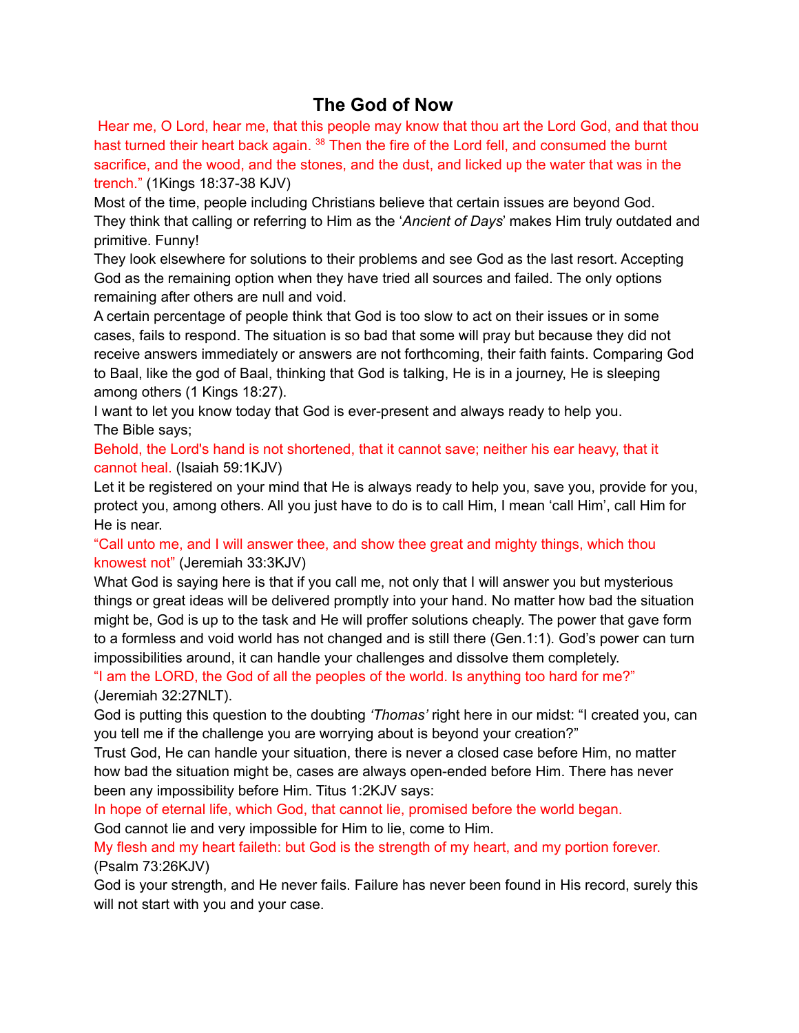# The God of Now

Hear me, O Lord, hear me, that this people may know that thou art the Lord God, and that thou hast turned their heart back again. [38] Then the fire of the Lord fell, and consumed the burnt sacrifice, and the wood, and the stones, and the dust, and licked up the water that was in the trench." (1Kings 18:37-38 KJV)

Most of the time, people including Christians believe that certain issues are beyond God. They think that calling or referring to Him as the '*Ancient of Days*' makes Him truly outdated and primitive. Funny!

They look elsewhere for solutions to their problems and see God as the last resort. Accepting God as the remaining option when they have tried all sources and failed. The only options remaining after others are null and void.

A certain percentage of people think that God is too slow to act on their issues or in some cases, fails to respond. The situation is so bad that some will pray but because they did not receive answers immediately or answers are not forthcoming, their faith faints. Comparing God to Baal, like the god of Baal, thinking that God is talking, He is in a journey, He is sleeping among others (1 Kings 18:27).

I want to let you know today that God is ever-present and always ready to help you.

The Bible says;

Behold, the Lord's hand is not shortened, that it cannot save; neither his ear heavy, that it cannot heal. (Isaiah 59:1KJV)

Let it be registered on your mind that He is always ready to help you, save you, provide for you, protect you, among others. All you just have to do is to call Him, I mean 'call Him', call Him for He is near.

"Call unto me, and I will answer thee, and show thee great and mighty things, which thou knowest not" (Jeremiah 33:3KJV)

What God is saying here is that if you call me, not only that I will answer you but mysterious things or great ideas will be delivered promptly into your hand. No matter how bad the situation might be, God is up to the task and He will proffer solutions cheaply. The power that gave form to a formless and void world has not changed and is still there (Gen.1:1). God's power can turn impossibilities around, it can handle your challenges and dissolve them completely.

"I am the LORD, the God of all the peoples of the world. Is anything too hard for me?" (Jeremiah 32:27NLT).

God is putting this question to the doubting *'Thomas'* right here in our midst: "I created you, can you tell me if the challenge you are worrying about is beyond your creation?"

Trust God, He can handle your situation, there is never a closed case before Him, no matter how bad the situation might be, cases are always open-ended before Him. There has never been any impossibility before Him. Titus 1:2KJV says:

In hope of eternal life, which God, that cannot lie, promised before the world began.

God cannot lie and very impossible for Him to lie, come to Him.

My flesh and my heart faileth: but God is the strength of my heart, and my portion forever. (Psalm 73:26KJV)

God is your strength, and He never fails. Failure has never been found in His record, surely this will not start with you and your case.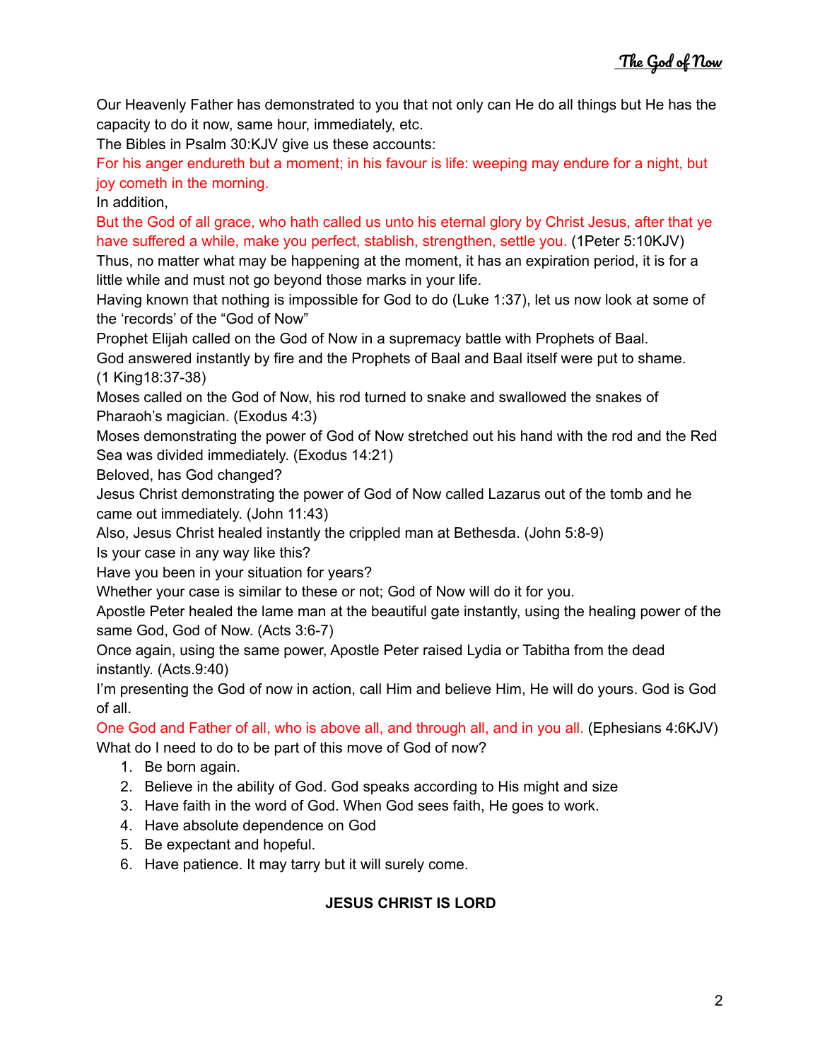Our Heavenly Father has demonstrated to you that not only can He do all things but He has the capacity to do it now, same hour, immediately, etc.

The Bibles in Psalm 30:KJV give us these accounts:

For his anger endureth but a moment; in his favour is life: weeping may endure for a night, but joy cometh in the morning.

In addition,

But the God of all grace, who hath called us unto his eternal glory by Christ Jesus, after that ye have suffered a while, make you perfect, stablish, strengthen, settle you. (1Peter 5:10KJV)

Thus, no matter what may be happening at the moment, it has an expiration period, it is for a little while and must not go beyond those marks in your life.

Having known that nothing is impossible for God to do (Luke 1:37), let us now look at some of the 'records' of the "God of Now"

Prophet Elijah called on the God of Now in a supremacy battle with Prophets of Baal.

God answered instantly by fire and the Prophets of Baal and Baal itself were put to shame. (1 King18:37-38)

Moses called on the God of Now, his rod turned to snake and swallowed the snakes of Pharaoh's magician. (Exodus 4:3)

Moses demonstrating the power of God of Now stretched out his hand with the rod and the Red Sea was divided immediately. (Exodus 14:21)

Beloved, has God changed?

Jesus Christ demonstrating the power of God of Now called Lazarus out of the tomb and he came out immediately. (John 11:43)

Also, Jesus Christ healed instantly the crippled man at Bethesda. (John 5:8-9)

Is your case in any way like this?

Have you been in your situation for years?

Whether your case is similar to these or not; God of Now will do it for you.

Apostle Peter healed the lame man at the beautiful gate instantly, using the healing power of the same God, God of Now. (Acts 3:6-7)

Once again, using the same power, Apostle Peter raised Lydia or Tabitha from the dead instantly. (Acts.9:40)

I'm presenting the God of now in action, call Him and believe Him, He will do yours. God is God of all.

One God and Father of all, who is above all, and through all, and in you all. (Ephesians 4:6KJV)

What do I need to do to be part of this move of God of now?

1. Be born again.
2. Believe in the ability of God. God speaks according to His might and size
3. Have faith in the word of God. When God sees faith, He goes to work.
4. Have absolute dependence on God
5. Be expectant and hopeful.
6. Have patience. It may tarry but it will surely come.

**JESUS CHRIST IS LORD**